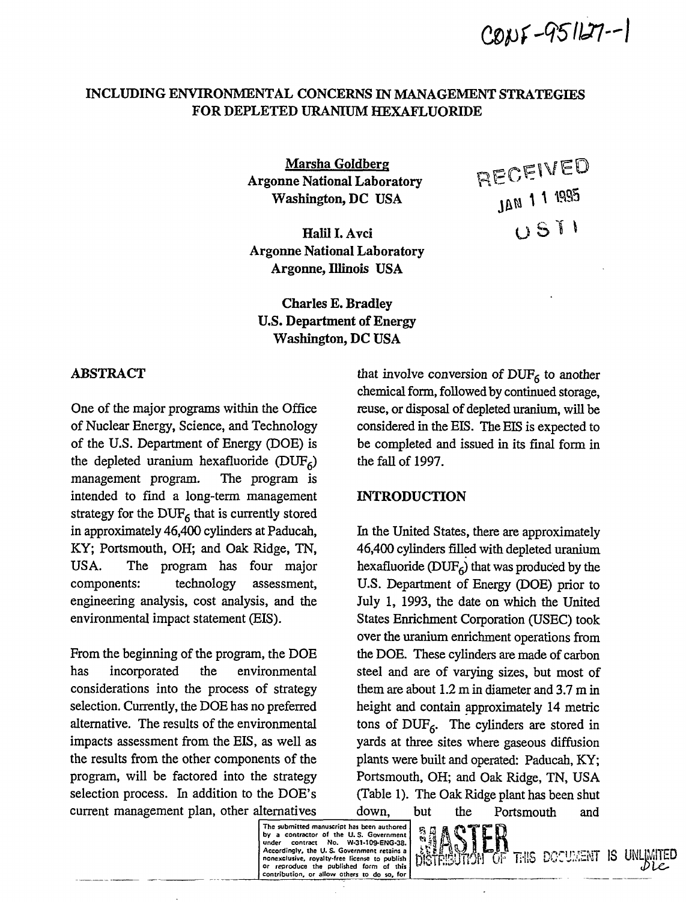CONF-951127--1

# INCLUDING ENVIRONMENTAL CONCERNS IN MANAGEMENT STRATEGIES FOR DEPLETED URANIUM HEXAFLUORIDE

Marsha Goldberg
Argonne National Laboratory
Washington, DC USA

Halil I. Avci
Argonne National Laboratory
Argonne, Illinois USA

Charles E. Bradley
U.S. Department of Energy
Washington, DC USA

RECEIVED
JAN 11 1995
OSTI

## ABSTRACT

One of the major programs within the Office of Nuclear Energy, Science, and Technology of the U.S. Department of Energy (DOE) is the depleted uranium hexafluoride ($DUF_6$) management program. The program is intended to find a long-term management strategy for the $DUF_6$ that is currently stored in approximately 46,400 cylinders at Paducah, KY; Portsmouth, OH; and Oak Ridge, TN, USA. The program has four major components: technology assessment, engineering analysis, cost analysis, and the environmental impact statement (EIS).

From the beginning of the program, the DOE has incorporated the environmental considerations into the process of strategy selection. Currently, the DOE has no preferred alternative. The results of the environmental impacts assessment from the EIS, as well as the results from the other components of the program, will be factored into the strategy selection process. In addition to the DOE's current management plan, other alternatives that involve conversion of $DUF_6$ to another chemical form, followed by continued storage, reuse, or disposal of depleted uranium, will be considered in the EIS. The EIS is expected to be completed and issued in its final form in the fall of 1997.

## INTRODUCTION

In the United States, there are approximately 46,400 cylinders filled with depleted uranium hexafluoride ($DUF_6$) that was produced by the U.S. Department of Energy (DOE) prior to July 1, 1993, the date on which the United States Enrichment Corporation (USEC) took over the uranium enrichment operations from the DOE. These cylinders are made of carbon steel and are of varying sizes, but most of them are about 1.2 m in diameter and 3.7 m in height and contain approximately 14 metric tons of $DUF_6$. The cylinders are stored in yards at three sites where gaseous diffusion plants were built and operated: Paducah, KY; Portsmouth, OH; and Oak Ridge, TN, USA (Table 1). The Oak Ridge plant has been shut down, but the Portsmouth and

The submitted manuscript has been authored by a contractor of the U. S. Government under contract No. W-31-109-ENG-38. Accordingly, the U. S. Government retains a nonexclusive, royalty-free license to publish or reproduce the published form of this contribution, or allow others to do so, for

MASTER

DISTRIBUTION OF THIS DOCUMENT IS UNLIMITED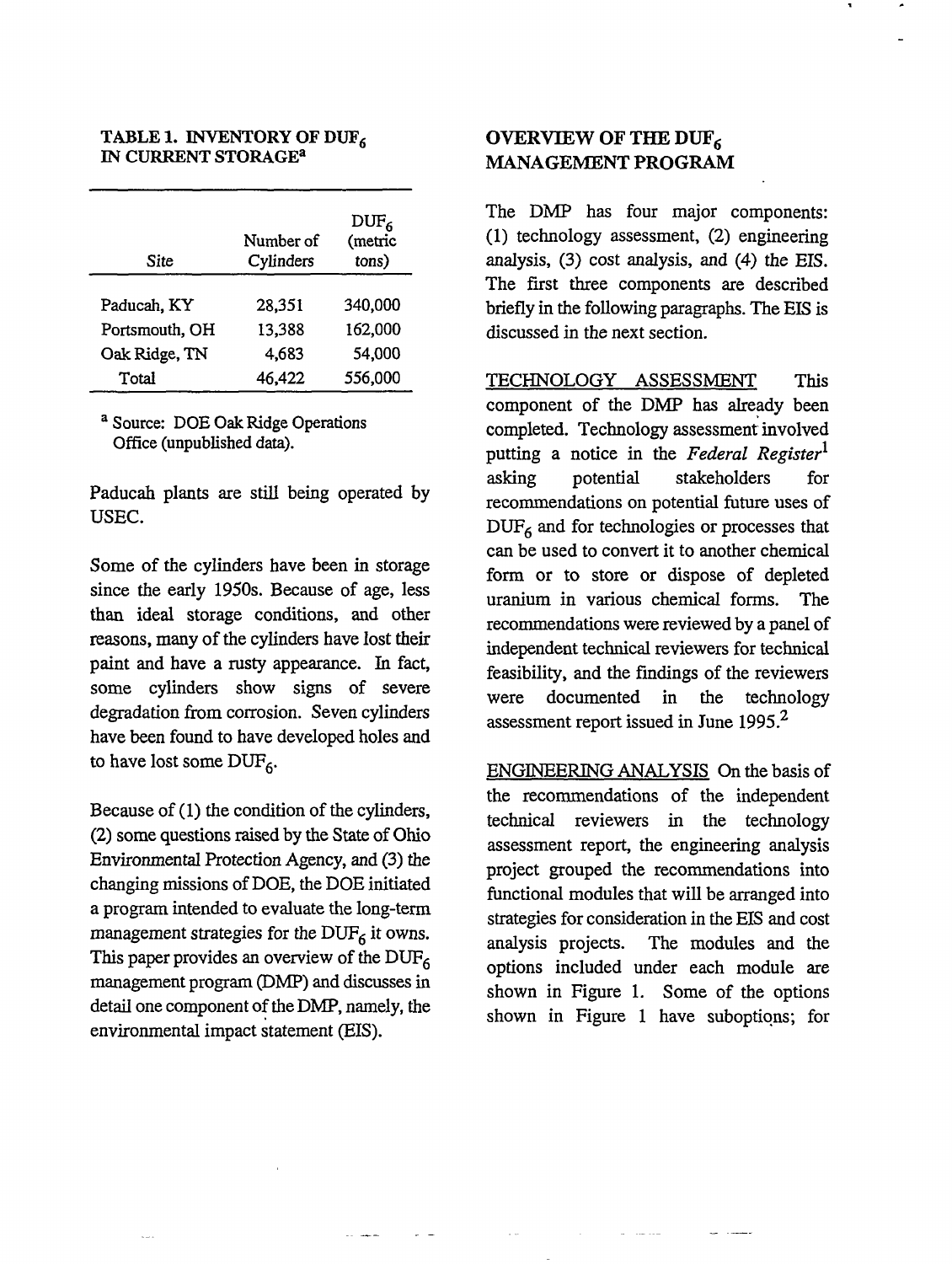**TABLE 1. INVENTORY OF $DUF_6$ IN CURRENT STORAGE[a]**

| Site | Number of Cylinders | $DUF_6$ (metric tons) |
|---|---|---|
| Paducah, KY | 28,351 | 340,000 |
| Portsmouth, OH | 13,388 | 162,000 |
| Oak Ridge, TN | 4,683 | 54,000 |
| Total | 46,422 | 556,000 |

[a] Source: DOE Oak Ridge Operations Office (unpublished data).

Paducah plants are still being operated by USEC.

Some of the cylinders have been in storage since the early 1950s. Because of age, less than ideal storage conditions, and other reasons, many of the cylinders have lost their paint and have a rusty appearance. In fact, some cylinders show signs of severe degradation from corrosion. Seven cylinders have been found to have developed holes and to have lost some $DUF_6$.

Because of (1) the condition of the cylinders, (2) some questions raised by the State of Ohio Environmental Protection Agency, and (3) the changing missions of DOE, the DOE initiated a program intended to evaluate the long-term management strategies for the $DUF_6$ it owns. This paper provides an overview of the $DUF_6$ management program (DMP) and discusses in detail one component of the DMP, namely, the environmental impact statement (EIS).

## OVERVIEW OF THE $DUF_6$ MANAGEMENT PROGRAM

The DMP has four major components: (1) technology assessment, (2) engineering analysis, (3) cost analysis, and (4) the EIS. The first three components are described briefly in the following paragraphs. The EIS is discussed in the next section.

TECHNOLOGY ASSESSMENT This component of the DMP has already been completed. Technology assessment involved putting a notice in the *Federal Register*[1] asking potential stakeholders for recommendations on potential future uses of $DUF_6$ and for technologies or processes that can be used to convert it to another chemical form or to store or dispose of depleted uranium in various chemical forms. The recommendations were reviewed by a panel of independent technical reviewers for technical feasibility, and the findings of the reviewers were documented in the technology assessment report issued in June 1995.[2]

ENGINEERING ANALYSIS On the basis of the recommendations of the independent technical reviewers in the technology assessment report, the engineering analysis project grouped the recommendations into functional modules that will be arranged into strategies for consideration in the EIS and cost analysis projects. The modules and the options included under each module are shown in Figure 1. Some of the options shown in Figure 1 have suboptions; for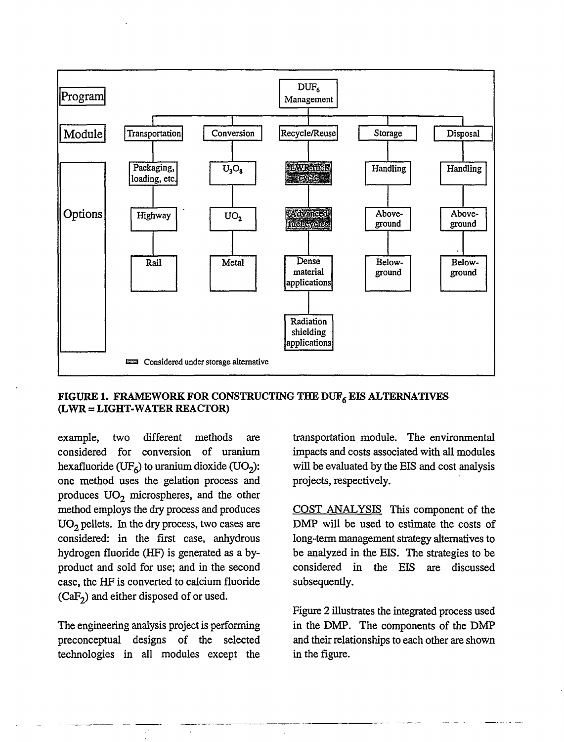| Program | DUF$_6$ Management | | | | |
|---|---|---|---|---|---|
| Module | Transportation | Conversion | Recycle/Reuse | Storage | Disposal |
| Options | Packaging, loading, etc. | $U_3O_8$ | LWR fuel cycle | Handling | Handling |
| | Highway | $UO_2$ | Advanced fuel cycles | Above-ground | Above-ground |
| | Rail | Metal | Dense material applications | Below-ground | Below-ground |
| | | | Radiation shielding applications | | |

(Shaded) Considered under storage alternative

**FIGURE 1. FRAMEWORK FOR CONSTRUCTING THE DUF$_6$ EIS ALTERNATIVES (LWR = LIGHT-WATER REACTOR)**

example, two different methods are considered for conversion of uranium hexafluoride ($UF_6$) to uranium dioxide ($UO_2$): one method uses the gelation process and produces $UO_2$ microspheres, and the other method employs the dry process and produces $UO_2$ pellets. In the dry process, two cases are considered: in the first case, anhydrous hydrogen fluoride (HF) is generated as a by-product and sold for use; and in the second case, the HF is converted to calcium fluoride ($CaF_2$) and either disposed of or used.

The engineering analysis project is performing preconceptual designs of the selected technologies in all modules except the transportation module. The environmental impacts and costs associated with all modules will be evaluated by the EIS and cost analysis projects, respectively.

COST ANALYSIS This component of the DMP will be used to estimate the costs of long-term management strategy alternatives to be analyzed in the EIS. The strategies to be considered in the EIS are discussed subsequently.

Figure 2 illustrates the integrated process used in the DMP. The components of the DMP and their relationships to each other are shown in the figure.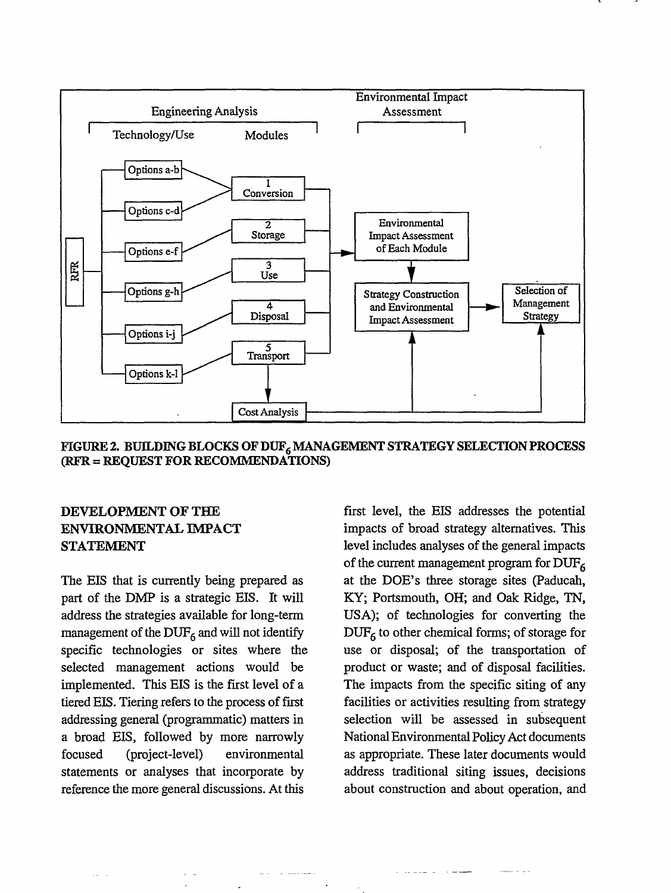**FIGURE 2. BUILDING BLOCKS OF $DUF_6$ MANAGEMENT STRATEGY SELECTION PROCESS (RFR = REQUEST FOR RECOMMENDATIONS)**

## DEVELOPMENT OF THE ENVIRONMENTAL IMPACT STATEMENT

The EIS that is currently being prepared as part of the DMP is a strategic EIS. It will address the strategies available for long-term management of the $DUF_6$ and will not identify specific technologies or sites where the selected management actions would be implemented. This EIS is the first level of a tiered EIS. Tiering refers to the process of first addressing general (programmatic) matters in a broad EIS, followed by more narrowly focused (project-level) environmental statements or analyses that incorporate by reference the more general discussions. At this first level, the EIS addresses the potential impacts of broad strategy alternatives. This level includes analyses of the general impacts of the current management program for $DUF_6$ at the DOE's three storage sites (Paducah, KY; Portsmouth, OH; and Oak Ridge, TN, USA); of technologies for converting the $DUF_6$ to other chemical forms; of storage for use or disposal; of the transportation of product or waste; and of disposal facilities. The impacts from the specific siting of any facilities or activities resulting from strategy selection will be assessed in subsequent National Environmental Policy Act documents as appropriate. These later documents would address traditional siting issues, decisions about construction and about operation, and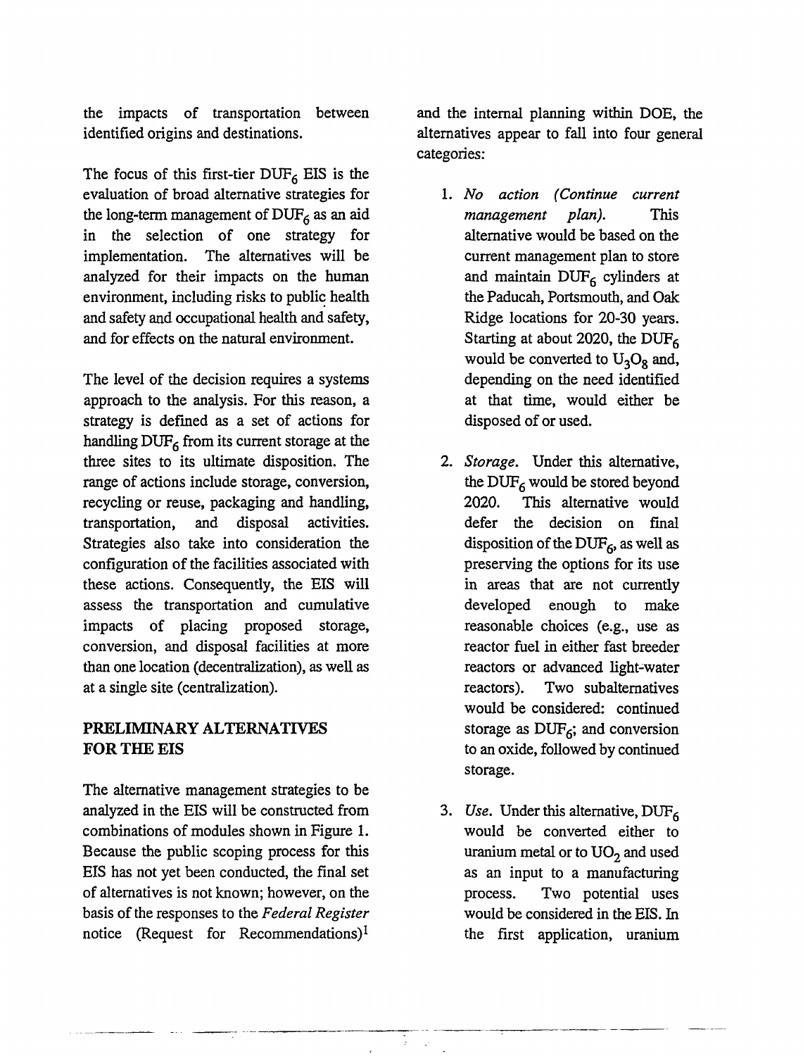the impacts of transportation between identified origins and destinations.

The focus of this first-tier $DUF_6$ EIS is the evaluation of broad alternative strategies for the long-term management of $DUF_6$ as an aid in the selection of one strategy for implementation. The alternatives will be analyzed for their impacts on the human environment, including risks to public health and safety and occupational health and safety, and for effects on the natural environment.

The level of the decision requires a systems approach to the analysis. For this reason, a strategy is defined as a set of actions for handling $DUF_6$ from its current storage at the three sites to its ultimate disposition. The range of actions include storage, conversion, recycling or reuse, packaging and handling, transportation, and disposal activities. Strategies also take into consideration the configuration of the facilities associated with these actions. Consequently, the EIS will assess the transportation and cumulative impacts of placing proposed storage, conversion, and disposal facilities at more than one location (decentralization), as well as at a single site (centralization).

## PRELIMINARY ALTERNATIVES FOR THE EIS

The alternative management strategies to be analyzed in the EIS will be constructed from combinations of modules shown in Figure 1. Because the public scoping process for this EIS has not yet been conducted, the final set of alternatives is not known; however, on the basis of the responses to the *Federal Register* notice (Request for Recommendations)[1] and the internal planning within DOE, the alternatives appear to fall into four general categories:

1. *No action (Continue current management plan).* This alternative would be based on the current management plan to store and maintain $DUF_6$ cylinders at the Paducah, Portsmouth, and Oak Ridge locations for 20-30 years. Starting at about 2020, the $DUF_6$ would be converted to $U_3O_8$ and, depending on the need identified at that time, would either be disposed of or used.

2. *Storage.* Under this alternative, the $DUF_6$ would be stored beyond 2020. This alternative would defer the decision on final disposition of the $DUF_6$, as well as preserving the options for its use in areas that are not currently developed enough to make reasonable choices (e.g., use as reactor fuel in either fast breeder reactors or advanced light-water reactors). Two subalternatives would be considered: continued storage as $DUF_6$; and conversion to an oxide, followed by continued storage.

3. *Use.* Under this alternative, $DUF_6$ would be converted either to uranium metal or to $UO_2$ and used as an input to a manufacturing process. Two potential uses would be considered in the EIS. In the first application, uranium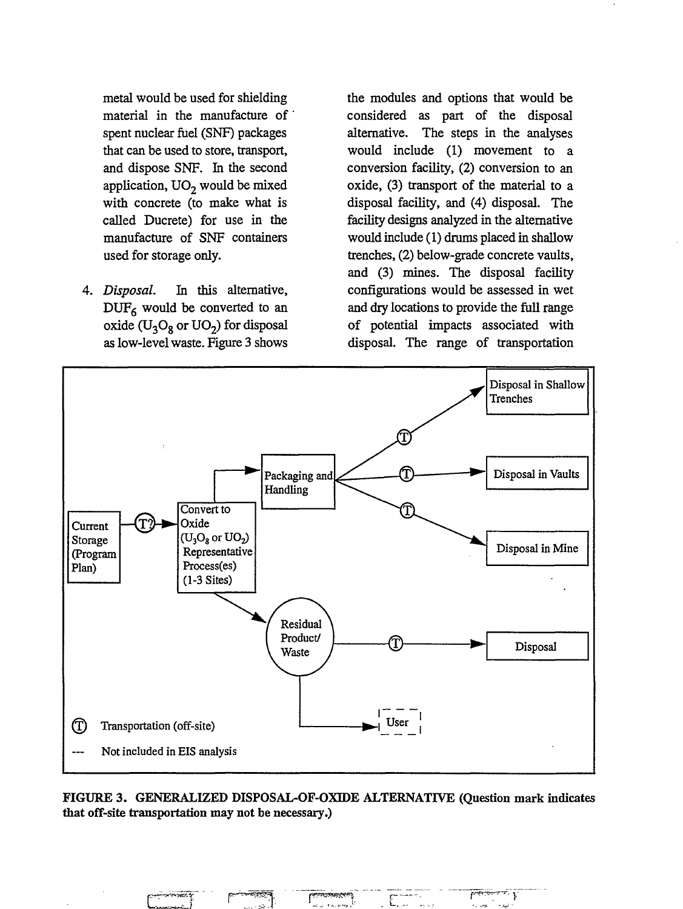metal would be used for shielding material in the manufacture of spent nuclear fuel (SNF) packages that can be used to store, transport, and dispose SNF. In the second application, $UO_2$ would be mixed with concrete (to make what is called Ducrete) for use in the manufacture of SNF containers used for storage only.

4. *Disposal.* In this alternative, $DUF_6$ would be converted to an oxide ($U_3O_8$ or $UO_2$) for disposal as low-level waste. Figure 3 shows the modules and options that would be considered as part of the disposal alternative. The steps in the analyses would include (1) movement to a conversion facility, (2) conversion to an oxide, (3) transport of the material to a disposal facility, and (4) disposal. The facility designs analyzed in the alternative would include (1) drums placed in shallow trenches, (2) below-grade concrete vaults, and (3) mines. The disposal facility configurations would be assessed in wet and dry locations to provide the full range of potential impacts associated with disposal. The range of transportation

Current Storage (Program Plan) → (T?) → Convert to Oxide ($U_3O_8$ or $UO_2$) Representative Process(es) (1-3 Sites) → Packaging and Handling → (T) → Disposal in Shallow Trenches; (T) → Disposal in Vaults; (T) → Disposal in Mine

Convert to Oxide → Residual Product/ Waste → (T) → Disposal; Residual Product/ Waste → User (not included in EIS analysis)

(T) Transportation (off-site)

--- Not included in EIS analysis

**FIGURE 3. GENERALIZED DISPOSAL-OF-OXIDE ALTERNATIVE (Question mark indicates that off-site transportation may not be necessary.)**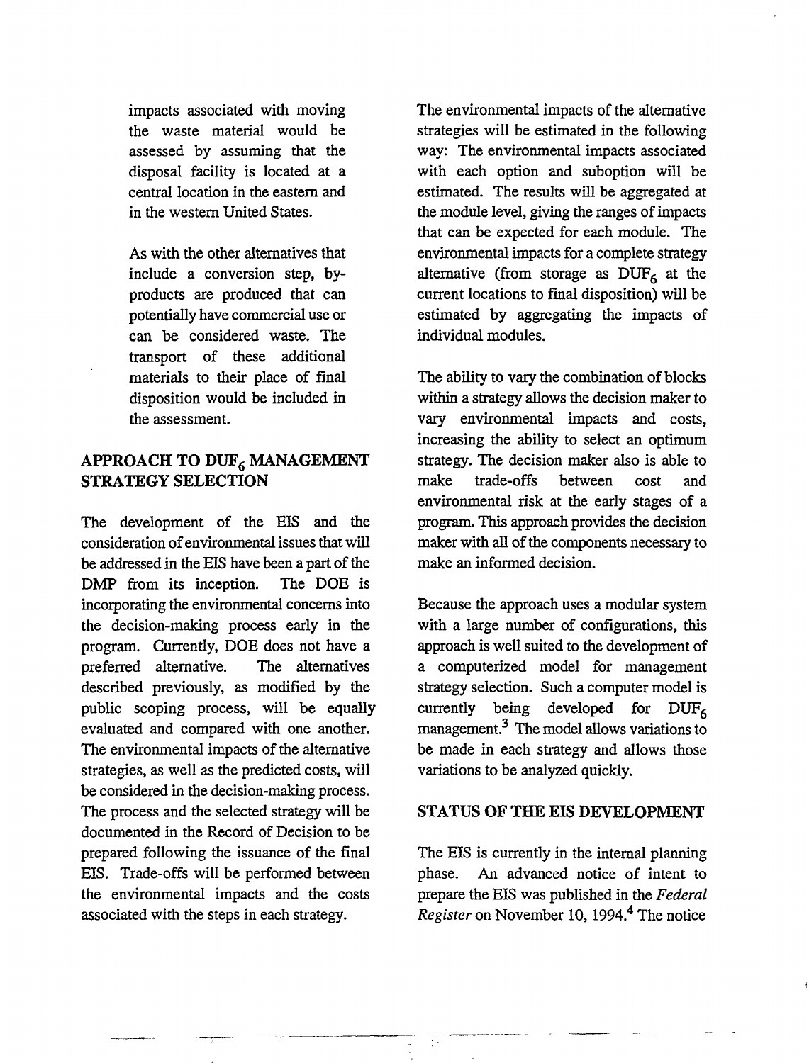impacts associated with moving the waste material would be assessed by assuming that the disposal facility is located at a central location in the eastern and in the western United States.

As with the other alternatives that include a conversion step, by-products are produced that can potentially have commercial use or can be considered waste. The transport of these additional materials to their place of final disposition would be included in the assessment.

## APPROACH TO $DUF_6$ MANAGEMENT STRATEGY SELECTION

The development of the EIS and the consideration of environmental issues that will be addressed in the EIS have been a part of the DMP from its inception. The DOE is incorporating the environmental concerns into the decision-making process early in the program. Currently, DOE does not have a preferred alternative. The alternatives described previously, as modified by the public scoping process, will be equally evaluated and compared with one another. The environmental impacts of the alternative strategies, as well as the predicted costs, will be considered in the decision-making process. The process and the selected strategy will be documented in the Record of Decision to be prepared following the issuance of the final EIS. Trade-offs will be performed between the environmental impacts and the costs associated with the steps in each strategy.

The environmental impacts of the alternative strategies will be estimated in the following way: The environmental impacts associated with each option and suboption will be estimated. The results will be aggregated at the module level, giving the ranges of impacts that can be expected for each module. The environmental impacts for a complete strategy alternative (from storage as $DUF_6$ at the current locations to final disposition) will be estimated by aggregating the impacts of individual modules.

The ability to vary the combination of blocks within a strategy allows the decision maker to vary environmental impacts and costs, increasing the ability to select an optimum strategy. The decision maker also is able to make trade-offs between cost and environmental risk at the early stages of a program. This approach provides the decision maker with all of the components necessary to make an informed decision.

Because the approach uses a modular system with a large number of configurations, this approach is well suited to the development of a computerized model for management strategy selection. Such a computer model is currently being developed for $DUF_6$ management.[3] The model allows variations to be made in each strategy and allows those variations to be analyzed quickly.

## STATUS OF THE EIS DEVELOPMENT

The EIS is currently in the internal planning phase. An advanced notice of intent to prepare the EIS was published in the *Federal Register* on November 10, 1994.[4] The notice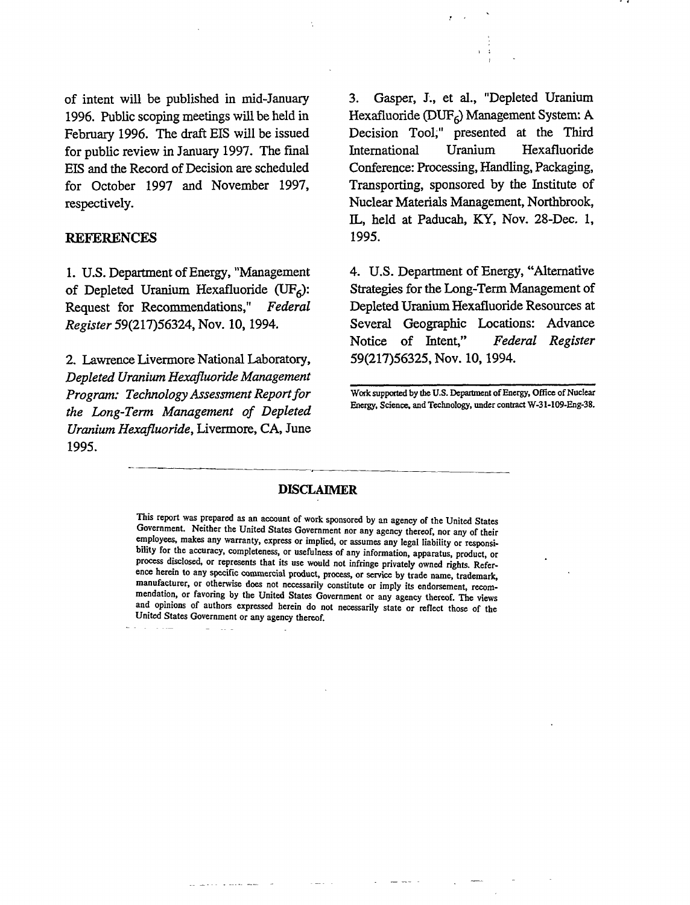of intent will be published in mid-January 1996. Public scoping meetings will be held in February 1996. The draft EIS will be issued for public review in January 1997. The final EIS and the Record of Decision are scheduled for October 1997 and November 1997, respectively.

## REFERENCES

1. U.S. Department of Energy, "Management of Depleted Uranium Hexafluoride ($UF_6$): Request for Recommendations," *Federal Register* 59(217)56324, Nov. 10, 1994.

2. Lawrence Livermore National Laboratory, *Depleted Uranium Hexafluoride Management Program: Technology Assessment Report for the Long-Term Management of Depleted Uranium Hexafluoride*, Livermore, CA, June 1995.

3. Gasper, J., et al., "Depleted Uranium Hexafluoride ($DUF_6$) Management System: A Decision Tool," presented at the Third International Uranium Hexafluoride Conference: Processing, Handling, Packaging, Transporting, sponsored by the Institute of Nuclear Materials Management, Northbrook, IL, held at Paducah, KY, Nov. 28-Dec. 1, 1995.

4. U.S. Department of Energy, "Alternative Strategies for the Long-Term Management of Depleted Uranium Hexafluoride Resources at Several Geographic Locations: Advance Notice of Intent," *Federal Register* 59(217)56325, Nov. 10, 1994.

Work supported by the U.S. Department of Energy, Office of Nuclear Energy, Science, and Technology, under contract W-31-109-Eng-38.

## DISCLAIMER

This report was prepared as an account of work sponsored by an agency of the United States Government. Neither the United States Government nor any agency thereof, nor any of their employees, makes any warranty, express or implied, or assumes any legal liability or responsibility for the accuracy, completeness, or usefulness of any information, apparatus, product, or process disclosed, or represents that its use would not infringe privately owned rights. Reference herein to any specific commercial product, process, or service by trade name, trademark, manufacturer, or otherwise does not necessarily constitute or imply its endorsement, recommendation, or favoring by the United States Government or any agency thereof. The views and opinions of authors expressed herein do not necessarily state or reflect those of the United States Government or any agency thereof.